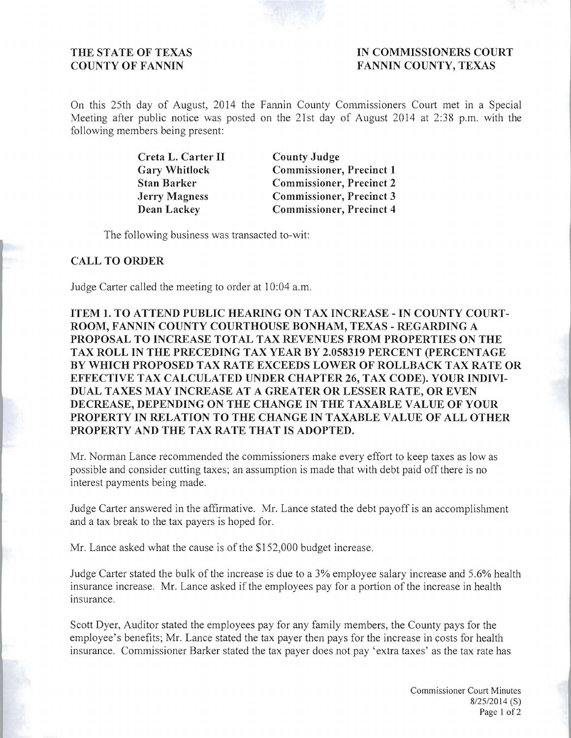**THE STATE OF TEXAS**
**COUNTY OF FANNIN**

**IN COMMISSIONERS COURT**
**FANNIN COUNTY, TEXAS**

On this 25th day of August, 2014 the Fannin County Commissioners Court met in a Special Meeting after public notice was posted on the 21st day of August 2014 at 2:38 p.m. with the following members being present:

| | |
|---|---|
| **Creta L. Carter II** | **County Judge** |
| **Gary Whitlock** | **Commissioner, Precinct 1** |
| **Stan Barker** | **Commissioner, Precinct 2** |
| **Jerry Magness** | **Commissioner, Precinct 3** |
| **Dean Lackey** | **Commissioner, Precinct 4** |

The following business was transacted to-wit:

## CALL TO ORDER

Judge Carter called the meeting to order at 10:04 a.m.

## ITEM 1. TO ATTEND PUBLIC HEARING ON TAX INCREASE - IN COUNTY COURTROOM, FANNIN COUNTY COURTHOUSE BONHAM, TEXAS - REGARDING A PROPOSAL TO INCREASE TOTAL TAX REVENUES FROM PROPERTIES ON THE TAX ROLL IN THE PRECEDING TAX YEAR BY 2.058319 PERCENT (PERCENTAGE BY WHICH PROPOSED TAX RATE EXCEEDS LOWER OF ROLLBACK TAX RATE OR EFFECTIVE TAX CALCULATED UNDER CHAPTER 26, TAX CODE). YOUR INDIVIDUAL TAXES MAY INCREASE AT A GREATER OR LESSER RATE, OR EVEN DECREASE, DEPENDING ON THE CHANGE IN THE TAXABLE VALUE OF YOUR PROPERTY IN RELATION TO THE CHANGE IN TAXABLE VALUE OF ALL OTHER PROPERTY AND THE TAX RATE THAT IS ADOPTED.

Mr. Norman Lance recommended the commissioners make every effort to keep taxes as low as possible and consider cutting taxes; an assumption is made that with debt paid off there is no interest payments being made.

Judge Carter answered in the affirmative. Mr. Lance stated the debt payoff is an accomplishment and a tax break to the tax payers is hoped for.

Mr. Lance asked what the cause is of the $152,000 budget increase.

Judge Carter stated the bulk of the increase is due to a 3% employee salary increase and 5.6% health insurance increase. Mr. Lance asked if the employees pay for a portion of the increase in health insurance.

Scott Dyer, Auditor stated the employees pay for any family members, the County pays for the employee's benefits; Mr. Lance stated the tax payer then pays for the increase in costs for health insurance. Commissioner Barker stated the tax payer does not pay 'extra taxes' as the tax rate has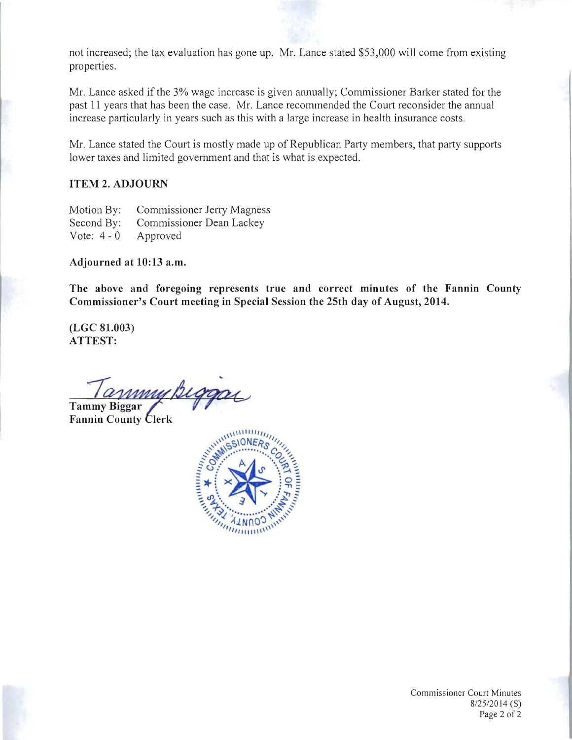not increased; the tax evaluation has gone up. Mr. Lance stated $53,000 will come from existing properties.

Mr. Lance asked if the 3% wage increase is given annually; Commissioner Barker stated for the past 11 years that has been the case. Mr. Lance recommended the Court reconsider the annual increase particularly in years such as this with a large increase in health insurance costs.

Mr. Lance stated the Court is mostly made up of Republican Party members, that party supports lower taxes and limited government and that is what is expected.

**ITEM 2. ADJOURN**

Motion By: Commissioner Jerry Magness
Second By: Commissioner Dean Lackey
Vote: 4 - 0 Approved

**Adjourned at 10:13 a.m.**

**The above and foregoing represents true and correct minutes of the Fannin County Commissioner's Court meeting in Special Session the 25th day of August, 2014.**

**(LGC 81.003)**
**ATTEST:**

Tammy Biggar

**Tammy Biggar**
**Fannin County Clerk**

COMMISSIONERS COURT OF FANNIN COUNTY, TEXAS